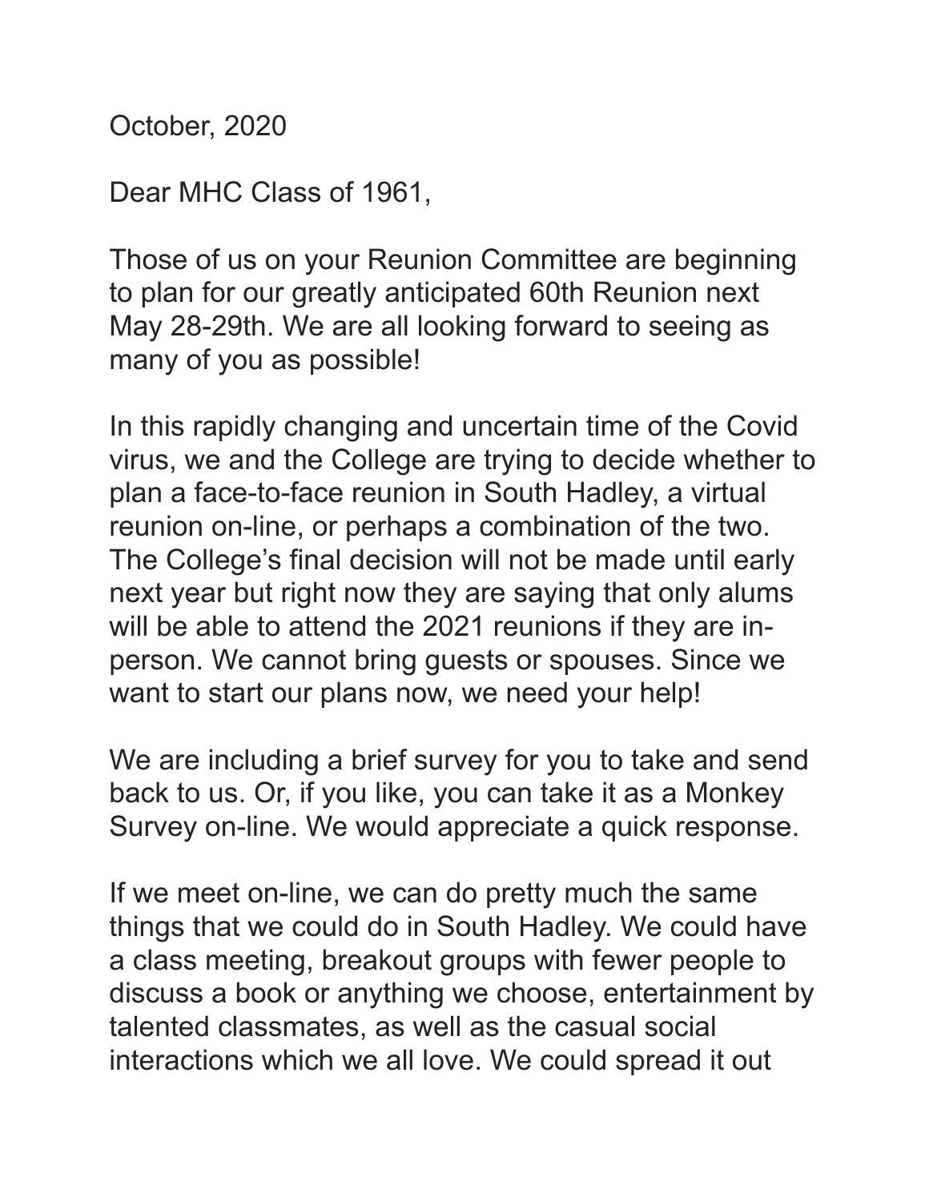October, 2020

Dear MHC Class of 1961,

Those of us on your Reunion Committee are beginning to plan for our greatly anticipated 60th Reunion next May 28-29th. We are all looking forward to seeing as many of you as possible!

In this rapidly changing and uncertain time of the Covid virus, we and the College are trying to decide whether to plan a face-to-face reunion in South Hadley, a virtual reunion on-line, or perhaps a combination of the two. The College's final decision will not be made until early next year but right now they are saying that only alums will be able to attend the 2021 reunions if they are in-person. We cannot bring guests or spouses. Since we want to start our plans now, we need your help!

We are including a brief survey for you to take and send back to us. Or, if you like, you can take it as a Monkey Survey on-line. We would appreciate a quick response.

If we meet on-line, we can do pretty much the same things that we could do in South Hadley. We could have a class meeting, breakout groups with fewer people to discuss a book or anything we choose, entertainment by talented classmates, as well as the casual social interactions which we all love. We could spread it out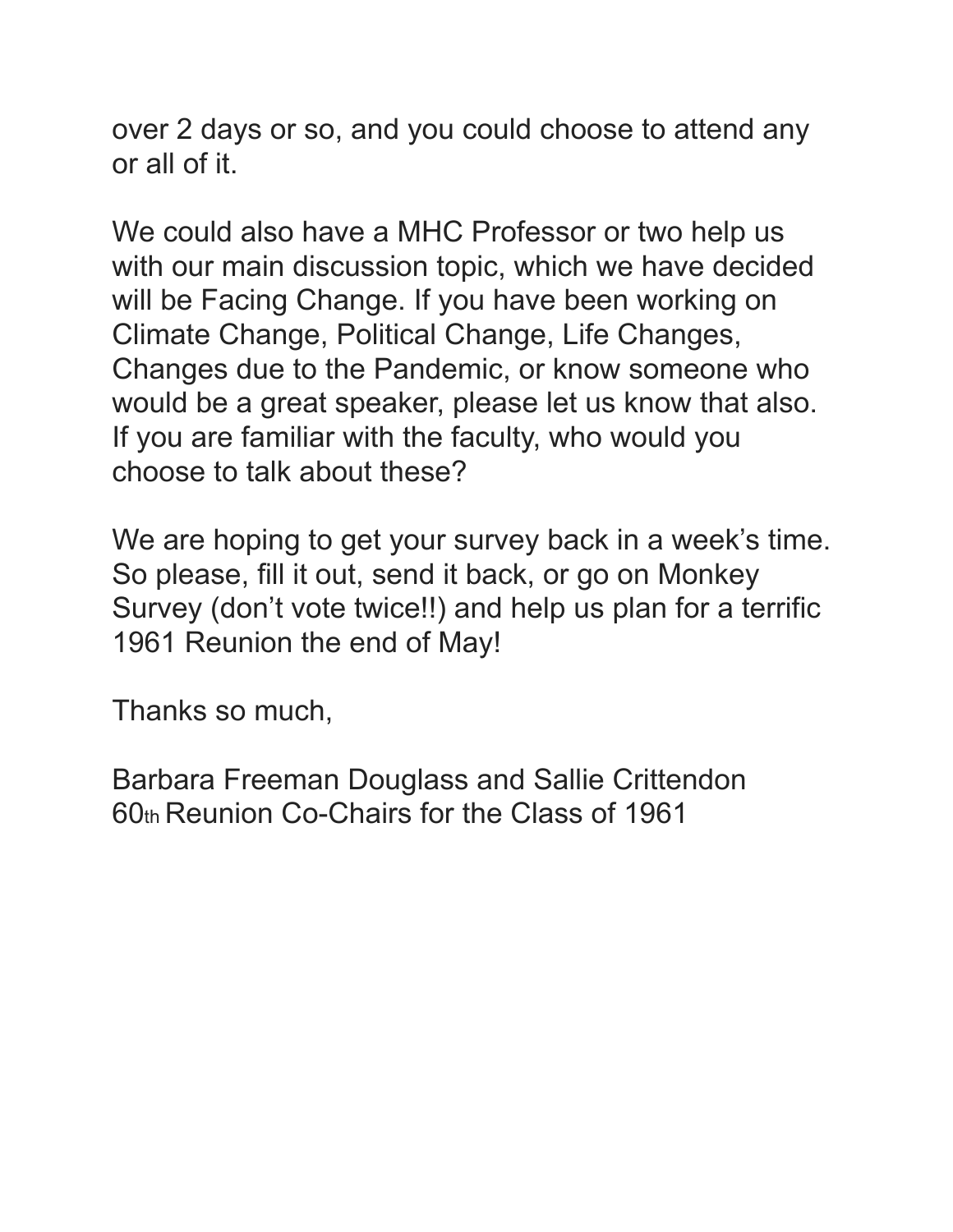over 2 days or so, and you could choose to attend any or all of it.

We could also have a MHC Professor or two help us with our main discussion topic, which we have decided will be Facing Change. If you have been working on Climate Change, Political Change, Life Changes, Changes due to the Pandemic, or know someone who would be a great speaker, please let us know that also. If you are familiar with the faculty, who would you choose to talk about these?

We are hoping to get your survey back in a week's time. So please, fill it out, send it back, or go on Monkey Survey (don't vote twice!!) and help us plan for a terrific 1961 Reunion the end of May!

Thanks so much,

Barbara Freeman Douglass and Sallie Crittendon
60th Reunion Co-Chairs for the Class of 1961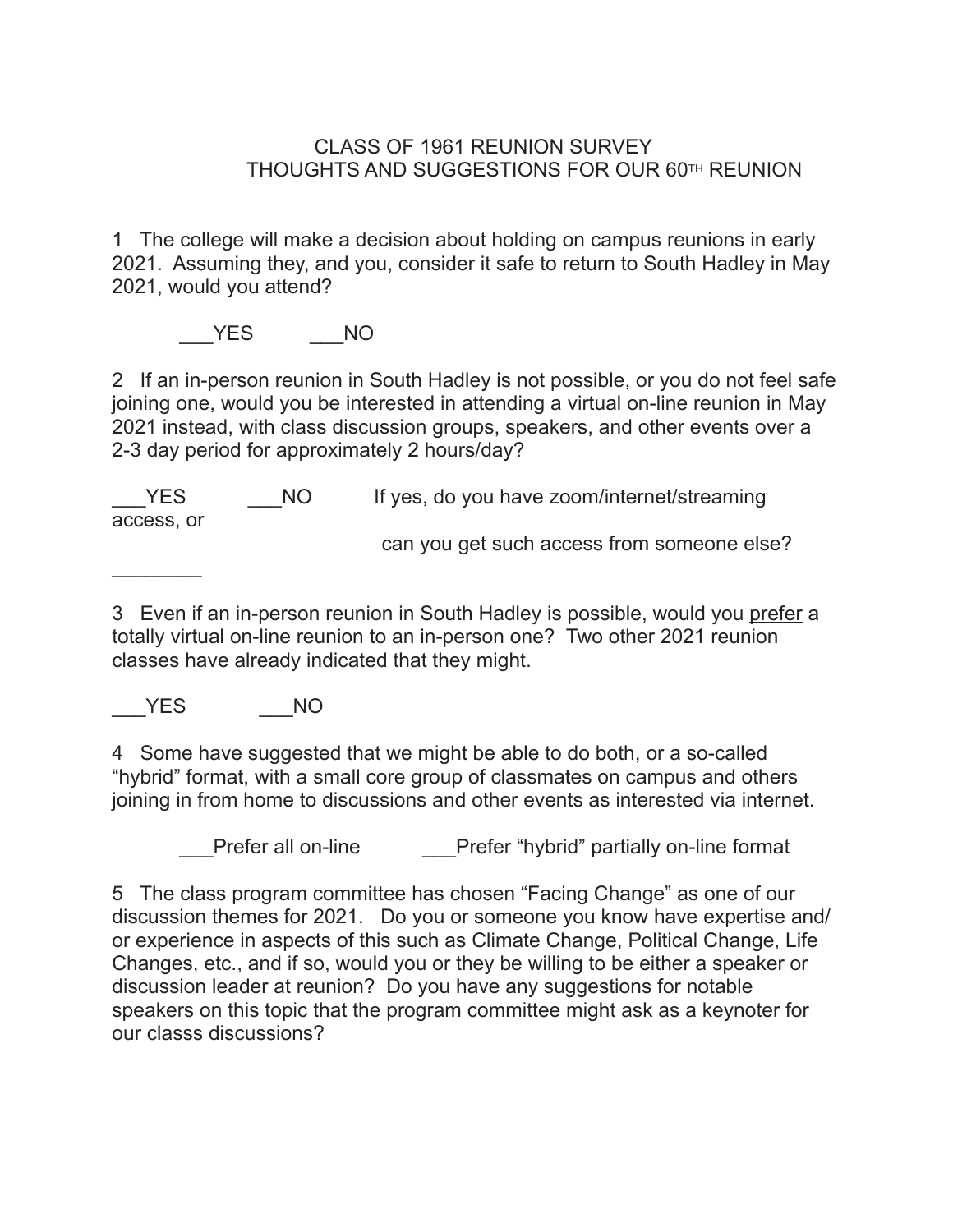# CLASS OF 1961 REUNION SURVEY
## THOUGHTS AND SUGGESTIONS FOR OUR 60TH REUNION

1 The college will make a decision about holding on campus reunions in early 2021. Assuming they, and you, consider it safe to return to South Hadley in May 2021, would you attend?

___YES ___NO

2 If an in-person reunion in South Hadley is not possible, or you do not feel safe joining one, would you be interested in attending a virtual on-line reunion in May 2021 instead, with class discussion groups, speakers, and other events over a 2-3 day period for approximately 2 hours/day?

___YES ___NO If yes, do you have zoom/internet/streaming access, or

can you get such access from someone else?

________

3 Even if an in-person reunion in South Hadley is possible, would you <u>prefer</u> a totally virtual on-line reunion to an in-person one? Two other 2021 reunion classes have already indicated that they might.

___YES ___NO

4 Some have suggested that we might be able to do both, or a so-called "hybrid" format, with a small core group of classmates on campus and others joining in from home to discussions and other events as interested via internet.

___Prefer all on-line ___Prefer "hybrid" partially on-line format

5 The class program committee has chosen "Facing Change" as one of our discussion themes for 2021. Do you or someone you know have expertise and/ or experience in aspects of this such as Climate Change, Political Change, Life Changes, etc., and if so, would you or they be willing to be either a speaker or discussion leader at reunion? Do you have any suggestions for notable speakers on this topic that the program committee might ask as a keynoter for our classs discussions?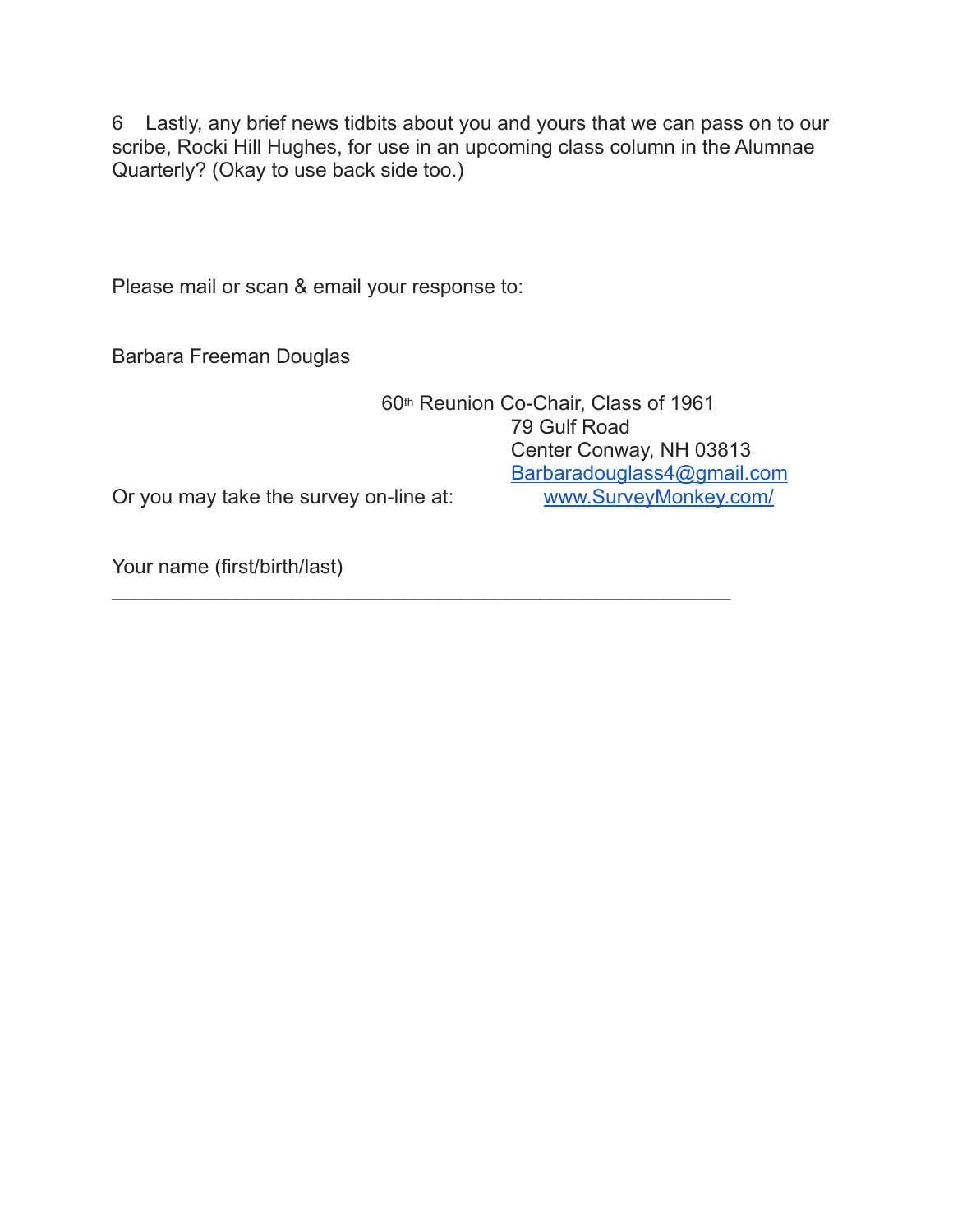6 Lastly, any brief news tidbits about you and yours that we can pass on to our scribe, Rocki Hill Hughes, for use in an upcoming class column in the Alumnae Quarterly? (Okay to use back side too.)

Please mail or scan & email your response to:

Barbara Freeman Douglas

60th Reunion Co-Chair, Class of 1961
79 Gulf Road
Center Conway, NH 03813
Barbaradouglass4@gmail.com

Or you may take the survey on-line at: www.SurveyMonkey.com/

Your name (first/birth/last) \_\_\_\_\_\_\_\_\_\_\_\_\_\_\_\_\_\_\_\_\_\_\_\_\_\_\_\_\_\_\_\_\_\_\_\_\_\_\_\_\_\_\_\_\_\_\_\_\_\_\_\_\_\_\_\_